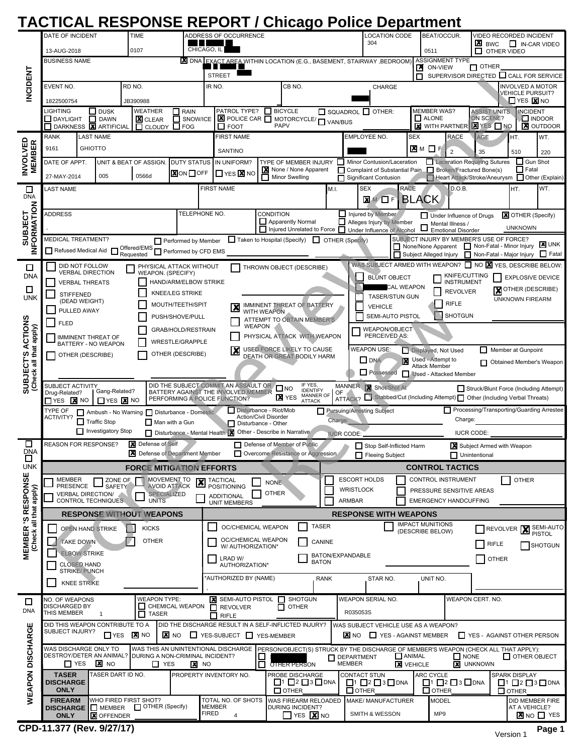# TACTICAL RESPONSE REPORT / Chicago Police Department

## INCIDENT

| DATE OF INCIDENT | TIME | ADDRESS OF OCCURRENCE | LOCATION CODE | BEAT/OCCUR. | VIDEO RECORDED INCIDENT |
|---|---|---|---|---|---|
| 13-AUG-2018 | 0107 | CHICAGO, IL | 304 | 0511 | [X] BWC [ ] IN-CAR VIDEO [ ] OTHER VIDEO |

| BUSINESS NAME | EXACT AREA WITHIN LOCATION (E.G., BASEMENT, STAIRWAY, BEDROOM) | ASSIGNMENT TYPE |
|---|---|---|
| [X] DNA | STREET | [X] ON-VIEW [ ] OTHER [ ] SUPERVISOR DIRECTED [ ] CALL FOR SERVICE |

| EVENT NO. | RD NO. | IR NO. | CB NO. | CHARGE | INVOLVED A MOTOR VEHICLE PURSUIT? |
|---|---|---|---|---|---|
| 1822500754 | JB390988 | | | | [ ] YES [X] NO |

| LIGHTING | WEATHER | PATROL TYPE? | MEMBER WAS? | ASSIST UNITS ON SCENE? | INCIDENT |
|---|---|---|---|---|---|
| [ ] DAYLIGHT [ ] DUSK [ ] DAWN [ ] DARKNESS [X] ARTIFICIAL | [X] CLEAR [ ] RAIN [ ] SNOW/ICE [ ] CLOUDY [ ] FOG | [ ] BICYCLE [ ] SQUADROL [ ] OTHER: [X] POLICE CAR [ ] MOTORCYCLE/PAPV [ ] VAN/BUS [ ] FOOT | [ ] ALONE [X] WITH PARTNER | [X] YES [ ] NO | [ ] INDOOR [X] OUTDOOR |

## INVOLVED MEMBER

| RANK | LAST NAME | FIRST NAME | EMPLOYEE NO. | SEX | RACE | AGE | HT. | WT. |
|---|---|---|---|---|---|---|---|---|
| 9161 | GHIOTTO | SANTINO | | [X] M [ ] F | 2 | 35 | 510 | 220 |

| DATE OF APPT. | UNIT & BEAT OF ASSIGN. | | DUTY STATUS | IN UNIFORM? | TYPE OF MEMBER INJURY |
|---|---|---|---|---|---|
| 27-MAY-2014 | 005 | 0566d | [X] ON [ ] OFF | [ ] YES [X] NO | [X] None / None Apparent [ ] Minor Swelling [ ] Minor Contusion/Laceration [ ] Complaint of Substantial Pain [ ] Significant Contusion [ ] Laceration Requiring Sutures [ ] Broken/Fractured Bone(s) [ ] Heart Attack/Stroke/Aneurysm [ ] Gun Shot [ ] Fatal [ ] Other (Explain) |

## SUBJECT INFORMATION

[ ] DNA

| LAST NAME | FIRST NAME | M.I. | SEX | RACE | D.O.B. | HT. | WT. |
|---|---|---|---|---|---|---|---|
| | | | [X] M [ ] F | BLACK | | | |

| ADDRESS | TELEPHONE NO. | CONDITION |
|---|---|---|
| , | | [ ] Apparently Normal [ ] Injured Unrelated to Force [ ] Injured by Member [ ] Alleges Injury by Member [ ] Under Influence of Alcohol [ ] Under Influence of Drugs [ ] Mental Illness / Emotional Disorder [X] OTHER (Specify) UNKNOWN |

MEDICAL TREATMENT? [ ] Refused Medical Aid [ ] Offered/EMS Requested [ ] Performed by Member [ ] Performed by CFD EMS [ ] Taken to Hospital (Specify) [ ] OTHER (Specify)

SUBJECT INJURY BY MEMBER'S USE OF FORCE? [ ] None/None Apparent [ ] Subject Alleged Injury [ ] Non-Fatal - Minor Injury [ ] Non-Fatal - Major Injury [X] UNK [ ] Fatal

## SUBJECT'S ACTIONS (Check all that apply)

[ ] DNA [ ] UNK

- [ ] DID NOT FOLLOW VERBAL DIRECTION
- [ ] VERBAL THREATS
- [ ] STIFFENED (DEAD WEIGHT)
- [ ] PULLED AWAY
- [ ] FLED
- [ ] IMMINENT THREAT OF BATTERY - NO WEAPON
- [ ] OTHER (DESCRIBE)
- [ ] PHYSICAL ATTACK WITHOUT WEAPON. (SPECIFY)
- [ ] HAND/ARM/ELBOW STRIKE
- [ ] KNEE/LEG STRIKE
- [ ] MOUTH/TEETH/SPIT
- [ ] PUSH/SHOVE/PULL
- [ ] GRAB/HOLD/RESTRAIN
- [ ] WRESTLE/GRAPPLE
- [ ] OTHER (DESCRIBE)
- [ ] THROWN OBJECT (DESCRIBE)
- [X] IMMINENT THREAT OF BATTERY WITH WEAPON
- [ ] ATTEMPT TO OBTAIN MEMBER'S WEAPON
- [ ] PHYSICAL ATTACK WITH WEAPON
- [X] USED FORCE LIKELY TO CAUSE DEATH OR GREAT BODILY HARM

WAS SUBJECT ARMED WITH WEAPON? [ ] NO [X] YES, DESCRIBE BELOW:

- [ ] BLUNT OBJECT
- [ ] CHEMICAL WEAPON
- [ ] TASER/STUN GUN
- [ ] VEHICLE
- [ ] SEMI-AUTO PISTOL
- [ ] KNIFE/CUTTING INSTRUMENT
- [ ] REVOLVER
- [ ] RIFLE
- [ ] SHOTGUN
- [ ] EXPLOSIVE DEVICE
- [X] OTHER (DESCRIBE) UNKNOWN FIREARM
- [ ] WEAPON/OBJECT PERCEIVED AS:

WEAPON USE: [ ] DNA [ ] Possessed [ ] Displayed, Not Used [X] Used - Attempt to Attack Member [ ] Used - Attacked Member [ ] Member at Gunpoint [ ] Obtained Member's Weapon

SUBJECT ACTIVITY: Drug-Related? [ ] YES [X] NO — Gang-Related? [ ] YES [X] NO

DID THE SUBJECT COMMIT AN ASSAULT OR BATTERY AGAINST THE INVOLVED MEMBER PERFORMING A POLICE FUNCTION? [ ] NO [X] YES — IF YES, IDENTIFY MANNER OF ATTACK

MANNER OF ATTACK? [X] Shot/Shot At [ ] Stabbed/Cut (Including Attempt) [ ] Struck/Blunt Force (Including Attempt) [ ] Other (Including Verbal Threats)

TYPE OF ACTIVITY?
- [ ] Ambush - No Warning
- [ ] Traffic Stop
- [ ] Investigatory Stop
- [ ] Disturbance - Domestic
- [ ] Man with a Gun
- [ ] Disturbance - Mental Health
- [ ] Disturbance - Riot/Mob Action/Civil Disorder
- [ ] Disturbance - Other
- [X] Other - Describe in Narrative
- [ ] Pursuing/Arresting Subject — Charge: — IUCR CODE:
- [ ] Processing/Transporting/Guarding Arrestee — Charge: — IUCR CODE:

## MEMBER'S RESPONSE (Check all that apply)

[ ] DNA [ ] UNK

REASON FOR RESPONSE?
- [X] Defense of Self
- [X] Defense of Department Member
- [ ] Defense of Member of Public
- [ ] Overcome Resistance or Aggression
- [ ] Stop Self-Inflicted Harm
- [ ] Fleeing Subject
- [X] Subject Armed with Weapon
- [ ] Unintentional

### FORCE MITIGATION EFFORTS

- [ ] MEMBER PRESENCE
- [ ] ZONE OF SAFETY
- [ ] MOVEMENT TO AVOID ATTACK
- [X] TACTICAL POSITIONING
- [ ] NONE
- [ ] VERBAL DIRECTION/CONTROL TECHNIQUES
- [ ] SPECIALIZED UNITS
- [ ] ADDITIONAL UNIT MEMBERS
- [ ] OTHER

### CONTROL TACTICS

- [ ] ESCORT HOLDS
- [ ] WRISTLOCK
- [ ] ARMBAR
- [ ] CONTROL INSTRUMENT
- [ ] PRESSURE SENSITIVE AREAS
- [ ] EMERGENCY HANDCUFFING
- [ ] OTHER

### RESPONSE WITHOUT WEAPONS

- [ ] OPEN HAND STRIKE
- [ ] TAKE DOWN
- [ ] ELBOW STRIKE
- [ ] CLOSED HAND STRIKE/ PUNCH
- [ ] KNEE STRIKE
- [ ] KICKS
- [ ] OTHER

### RESPONSE WITH WEAPONS

- [ ] OC/CHEMICAL WEAPON
- [ ] OC/CHEMICAL WEAPON W/ AUTHORIZATION*
- [ ] LRAD W/ AUTHORIZATION*
- [ ] TASER
- [ ] CANINE
- [ ] BATON/EXPANDABLE BATON
- [ ] IMPACT MUNITIONS (DESCRIBE BELOW)
- [ ] REVOLVER
- [X] SEMI-AUTO PISTOL
- [ ] RIFLE
- [ ] SHOTGUN
- [ ] OTHER

| *AUTHORIZED BY (NAME) | RANK | STAR NO. | UNIT NO. |
|---|---|---|---|
| , | | | |

## WEAPON DISCHARGE

[ ] DNA

| NO. OF WEAPONS DISCHARGED BY THIS MEMBER | WEAPON TYPE: | WEAPON SERIAL NO. | WEAPON CERT. NO. |
|---|---|---|---|
| 1 | [ ] CHEMICAL WEAPON [ ] TASER [X] SEMI-AUTO PISTOL [ ] REVOLVER [ ] RIFLE [ ] SHOTGUN [ ] OTHER | R035053S | |

DID THIS WEAPON CONTRIBUTE TO A SUBJECT INJURY? [ ] YES [X] NO

DID THE DISCHARGE RESULT IN A SELF-INFLICTED INJURY? [X] NO [ ] YES-SUBJECT [ ] YES-MEMBER

WAS SUBJECT VEHICLE USE AS A WEAPON? [X] NO [ ] YES - AGAINST MEMBER [ ] YES - AGAINST OTHER PERSON

WAS DISCHARGE ONLY TO DESTROY/DETER AN ANIMAL? [ ] YES [X] NO

WAS THIS AN UNINTENTIONAL DISCHARGE DURING A NON-CRIMINAL INCIDENT? [ ] YES [X] NO

PERSON/OBJECT(S) STRUCK BY THE DISCHARGE OF MEMBER'S WEAPON (CHECK ALL THAT APPLY): [ ] SUBJECT [ ] OTHER PERSON [ ] DEPARTMENT MEMBER [ ] ANIMAL [X] VEHICLE [ ] NONE [X] UNKNOWN [ ] OTHER OBJECT

| TASER DISCHARGE ONLY | TASER DART ID NO. | PROPERTY INVENTORY NO. | PROBE DISCHARGE | CONTACT STUN | ARC CYCLE | SPARK DISPLAY |
|---|---|---|---|---|---|---|
| | | | [ ]1 [ ]2 [ ]3 [ ]DNA [ ]OTHER | [ ]1 [ ]2 [ ]3 [ ]DNA [ ]OTHER | [ ]1 [ ]2 [ ]3 [ ]DNA [ ]OTHER | [ ]1 [ ]2 [ ]3 [ ]DNA [ ]OTHER |

| FIREARM DISCHARGE ONLY | WHO FIRED FIRST SHOT? | TOTAL NO. OF SHOTS FIRED | WAS FIREARM RELOADED DURING INCIDENT? | MAKE/ MANUFACTURER | MODEL | DID MEMBER FIRE AT A VEHICLE? |
|---|---|---|---|---|---|---|
| | [ ] MEMBER [ ] OTHER (Specify) [X] OFFENDER | MEMBER 4 | [ ] YES [X] NO | SMITH & WESSON | MP9 | [X] NO [ ] YES |

CPD-11.377 (Rev. 9/27/17) — Version 1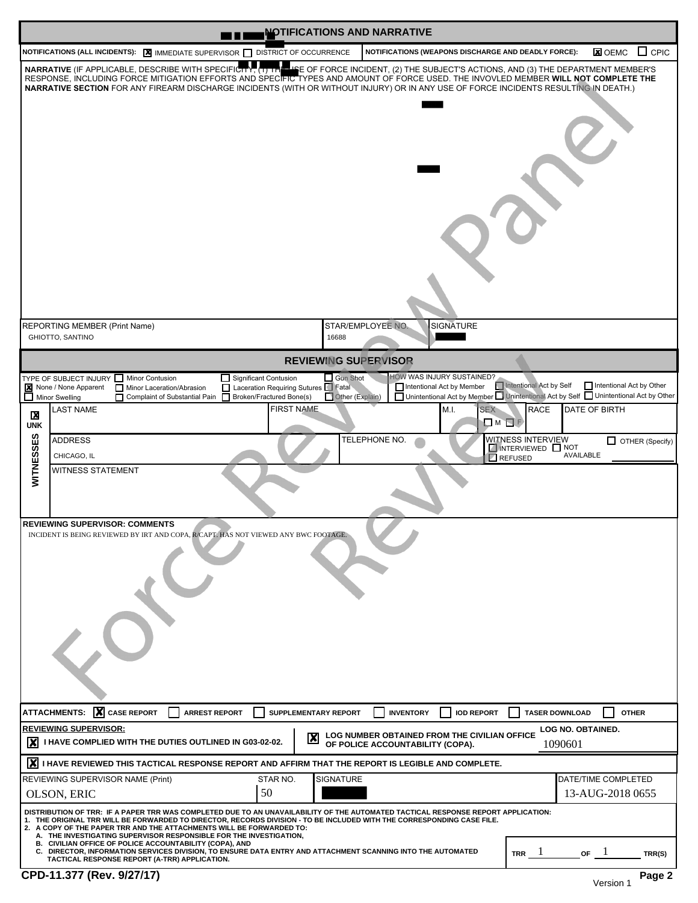## NOTIFICATIONS AND NARRATIVE

**NOTIFICATIONS (ALL INCIDENTS):** [X] IMMEDIATE SUPERVISOR [ ] DISTRICT OF OCCURRENCE

**NOTIFICATIONS (WEAPONS DISCHARGE AND DEADLY FORCE):** [X] OEMC [ ] CPIC

**NARRATIVE** (IF APPLICABLE, DESCRIBE WITH SPECIFICITY, (1) THE USE OF FORCE INCIDENT, (2) THE SUBJECT'S ACTIONS, AND (3) THE DEPARTMENT MEMBER'S RESPONSE, INCLUDING FORCE MITIGATION EFFORTS AND SPECIFIC TYPES AND AMOUNT OF FORCE USED. THE INVOVLED MEMBER **WILL NOT COMPLETE THE NARRATIVE SECTION** FOR ANY FIREARM DISCHARGE INCIDENTS (WITH OR WITHOUT INJURY) OR IN ANY USE OF FORCE INCIDENTS RESULTING IN DEATH.)

| REPORTING MEMBER (Print Name) | STAR/EMPLOYEE NO. | SIGNATURE |
|---|---|---|
| GHIOTTO, SANTINO | 16688 | |

## REVIEWING SUPERVISOR

**TYPE OF SUBJECT INJURY:** [X] None / None Apparent [ ] Minor Swelling [ ] Minor Contusion [ ] Minor Laceration/Abrasion [ ] Complaint of Substantial Pain [ ] Significant Contusion [ ] Laceration Requiring Sutures [ ] Broken/Fractured Bone(s) [ ] Gun Shot [ ] Fatal [ ] Other (Explain)

**HOW WAS INJURY SUSTAINED?** [ ] Intentional Act by Member [ ] Unintentional Act by Member [ ] Intentional Act by Self [ ] Unintentional Act by Self [ ] Intentional Act by Other [ ] Unintentional Act by Other

**WITNESSES** [X] UNK

| LAST NAME | FIRST NAME | M.I. | SEX [ ] M [ ] F | RACE | DATE OF BIRTH |
|---|---|---|---|---|---|
| | | | | | |

| ADDRESS | TELEPHONE NO. | WITNESS INTERVIEW [ ] INTERVIEWED [ ] NOT AVAILABLE [ ] REFUSED [ ] OTHER (Specify) |
|---|---|---|
| CHICAGO, IL | | |

WITNESS STATEMENT

**REVIEWING SUPERVISOR: COMMENTS**

INCIDENT IS BEING REVIEWED BY IRT AND COPA, R/CAPT. HAS NOT VIEWED ANY BWC FOOTAGE.

**ATTACHMENTS:** [X] CASE REPORT [ ] ARREST REPORT [ ] SUPPLEMENTARY REPORT [ ] INVENTORY [ ] IOD REPORT [ ] TASER DOWNLOAD [ ] OTHER

**REVIEWING SUPERVISOR:**

[X] **I HAVE COMPLIED WITH THE DUTIES OUTLINED IN G03-02-02.**

[X] **LOG NUMBER OBTAINED FROM THE CIVILIAN OFFICE OF POLICE ACCOUNTABILITY (COPA).** LOG NO. OBTAINED. 1090601

[X] **I HAVE REVIEWED THIS TACTICAL RESPONSE REPORT AND AFFIRM THAT THE REPORT IS LEGIBLE AND COMPLETE.**

| REVIEWING SUPERVISOR NAME (Print) | STAR NO. | SIGNATURE | DATE/TIME COMPLETED |
|---|---|---|---|
| OLSON, ERIC | 50 | | 13-AUG-2018 0655 |

**DISTRIBUTION OF TRR: IF A PAPER TRR WAS COMPLETED DUE TO AN UNAVAILABILITY OF THE AUTOMATED TACTICAL RESPONSE REPORT APPLICATION:**
1. THE ORIGINAL TRR WILL BE FORWARDED TO DIRECTOR, RECORDS DIVISION - TO BE INCLUDED WITH THE CORRESPONDING CASE FILE.
2. A COPY OF THE PAPER TRR AND THE ATTACHMENTS WILL BE FORWARDED TO:
   A. THE INVESTIGATING SUPERVISOR RESPONSIBLE FOR THE INVESTIGATION,
   B. CIVILIAN OFFICE OF POLICE ACCOUNTABILITY (COPA), AND
   C. DIRECTOR, INFORMATION SERVICES DIVISION, TO ENSURE DATA ENTRY AND ATTACHMENT SCANNING INTO THE AUTOMATED TACTICAL RESPONSE REPORT (A-TRR) APPLICATION.

TRR 1 OF 1 TRR(S)

CPD-11.377 (Rev. 9/27/17) Version 1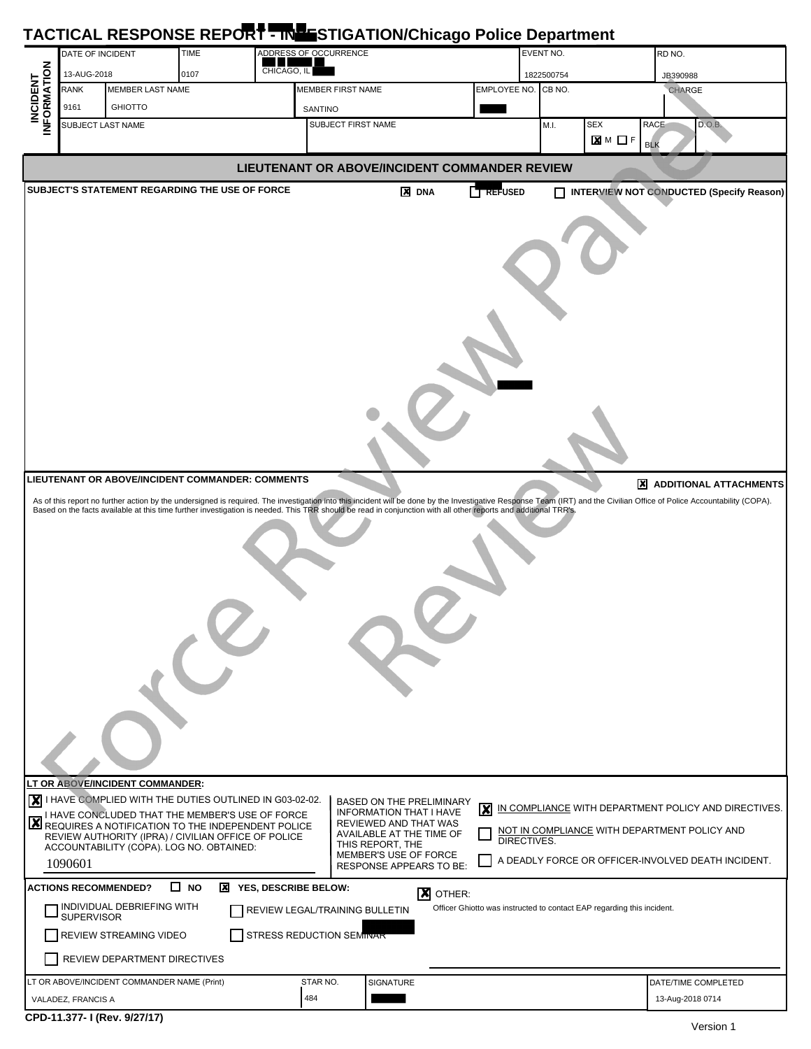# TACTICAL RESPONSE REPORT - INVESTIGATION/Chicago Police Department

**INCIDENT INFORMATION**

| DATE OF INCIDENT | TIME | ADDRESS OF OCCURRENCE | EVENT NO. | RD NO. |
|---|---|---|---|---|
| 13-AUG-2018 | 0107 | CHICAGO, IL | 1822500754 | JB390988 |

| RANK | MEMBER LAST NAME | MEMBER FIRST NAME | EMPLOYEE NO. | CB NO. | CHARGE |
|---|---|---|---|---|---|
| 9161 | GHIOTTO | SANTINO | | | |

| SUBJECT LAST NAME | SUBJECT FIRST NAME | M.I. | SEX | RACE | D.O.B. |
|---|---|---|---|---|---|
| | | | [X] M [ ] F | BLK | |

## LIEUTENANT OR ABOVE/INCIDENT COMMANDER REVIEW

**SUBJECT'S STATEMENT REGARDING THE USE OF FORCE** [X] DNA [ ] REFUSED [ ] INTERVIEW NOT CONDUCTED (Specify Reason)

**LIEUTENANT OR ABOVE/INCIDENT COMMANDER: COMMENTS** [X] ADDITIONAL ATTACHMENTS

As of this report no further action by the undersigned is required. The investigation into this incident will be done by the Investigative Response Team (IRT) and the Civilian Office of Police Accountability (COPA). Based on the facts available at this time further investigation is needed. This TRR should be read in conjunction with all other reports and additional TRR's.

**LT OR ABOVE/INCIDENT COMMANDER:**

[X] I HAVE COMPLIED WITH THE DUTIES OUTLINED IN G03-02-02.

[X] I HAVE CONCLUDED THAT THE MEMBER'S USE OF FORCE REQUIRES A NOTIFICATION TO THE INDEPENDENT POLICE REVIEW AUTHORITY (IPRA) / CIVILIAN OFFICE OF POLICE ACCOUNTABILITY (COPA). LOG NO. OBTAINED: 1090601

BASED ON THE PRELIMINARY INFORMATION THAT I HAVE REVIEWED AND THAT WAS AVAILABLE AT THE TIME OF THIS REPORT, THE MEMBER'S USE OF FORCE RESPONSE APPEARS TO BE:

[X] IN COMPLIANCE WITH DEPARTMENT POLICY AND DIRECTIVES.

[ ] NOT IN COMPLIANCE WITH DEPARTMENT POLICY AND DIRECTIVES.

[ ] A DEADLY FORCE OR OFFICER-INVOLVED DEATH INCIDENT.

**ACTIONS RECOMMENDED?** [ ] NO [X] YES, DESCRIBE BELOW:

[ ] INDIVIDUAL DEBRIEFING WITH SUPERVISOR

[ ] REVIEW STREAMING VIDEO

[ ] REVIEW DEPARTMENT DIRECTIVES

[ ] REVIEW LEGAL/TRAINING BULLETIN

[ ] STRESS REDUCTION SEMINAR

[X] OTHER: Officer Ghiotto was instructed to contact EAP regarding this incident.

| LT OR ABOVE/INCIDENT COMMANDER NAME (Print) | STAR NO. | SIGNATURE | DATE/TIME COMPLETED |
|---|---|---|---|
| VALADEZ, FRANCIS A | 484 | | 13-Aug-2018 0714 |

CPD-11.377- I (Rev. 9/27/17)

Version 1